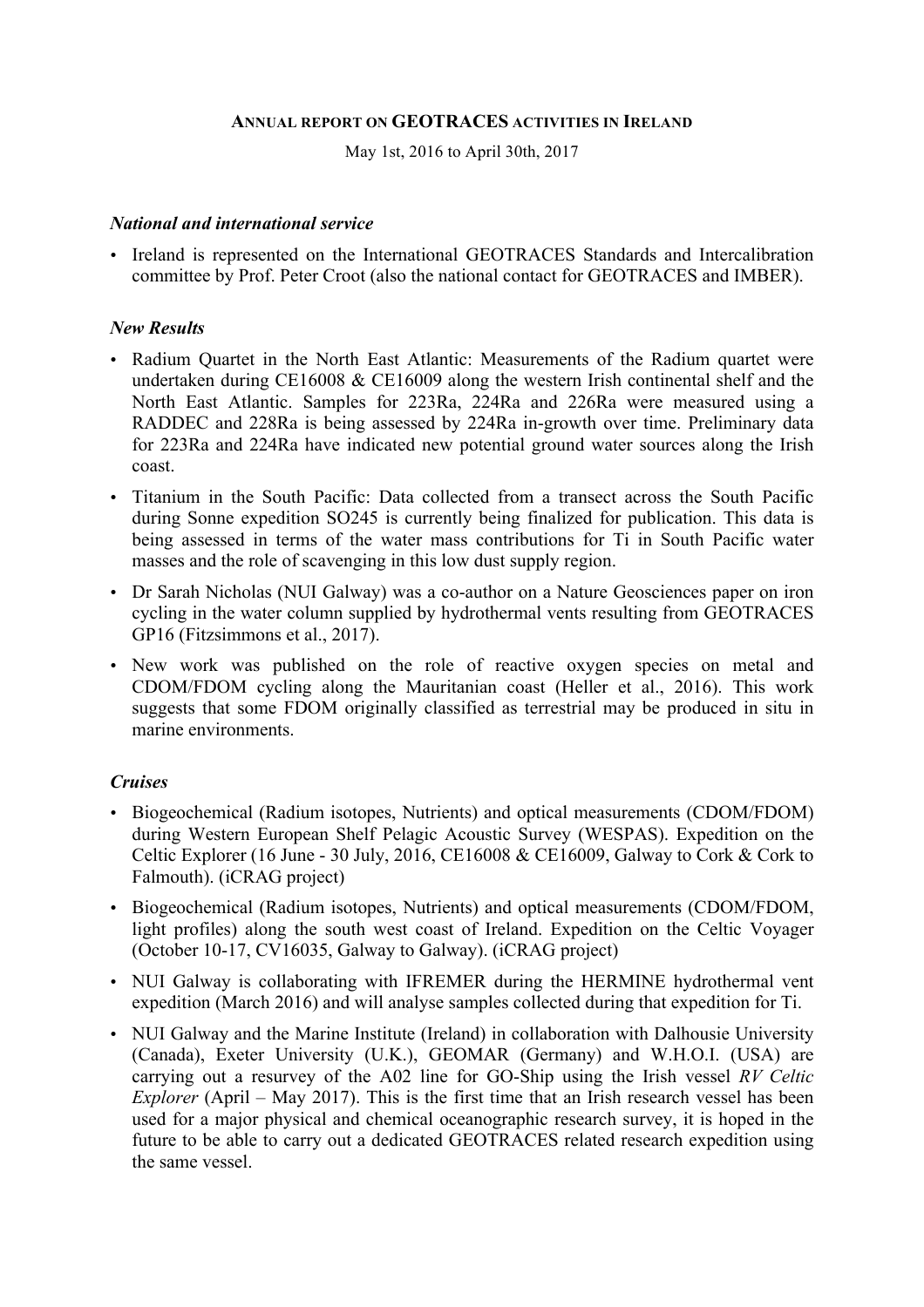# ANNUAL REPORT ON GEOTRACES ACTIVITIES IN IRELAND

May 1st, 2016 to April 30th, 2017

## *National and international service*

- Ireland is represented on the International GEOTRACES Standards and Intercalibration committee by Prof. Peter Croot (also the national contact for GEOTRACES and IMBER).

## *New Results*

- Radium Quartet in the North East Atlantic: Measurements of the Radium quartet were undertaken during CE16008 & CE16009 along the western Irish continental shelf and the North East Atlantic. Samples for 223Ra, 224Ra and 226Ra were measured using a RADDEC and 228Ra is being assessed by 224Ra in-growth over time. Preliminary data for 223Ra and 224Ra have indicated new potential ground water sources along the Irish coast.
- Titanium in the South Pacific: Data collected from a transect across the South Pacific during Sonne expedition SO245 is currently being finalized for publication. This data is being assessed in terms of the water mass contributions for Ti in South Pacific water masses and the role of scavenging in this low dust supply region.
- Dr Sarah Nicholas (NUI Galway) was a co-author on a Nature Geosciences paper on iron cycling in the water column supplied by hydrothermal vents resulting from GEOTRACES GP16 (Fitzsimmons et al., 2017).
- New work was published on the role of reactive oxygen species on metal and CDOM/FDOM cycling along the Mauritanian coast (Heller et al., 2016). This work suggests that some FDOM originally classified as terrestrial may be produced in situ in marine environments.

## *Cruises*

- Biogeochemical (Radium isotopes, Nutrients) and optical measurements (CDOM/FDOM) during Western European Shelf Pelagic Acoustic Survey (WESPAS). Expedition on the Celtic Explorer (16 June - 30 July, 2016, CE16008 & CE16009, Galway to Cork & Cork to Falmouth). (iCRAG project)
- Biogeochemical (Radium isotopes, Nutrients) and optical measurements (CDOM/FDOM, light profiles) along the south west coast of Ireland. Expedition on the Celtic Voyager (October 10-17, CV16035, Galway to Galway). (iCRAG project)
- NUI Galway is collaborating with IFREMER during the HERMINE hydrothermal vent expedition (March 2016) and will analyse samples collected during that expedition for Ti.
- NUI Galway and the Marine Institute (Ireland) in collaboration with Dalhousie University (Canada), Exeter University (U.K.), GEOMAR (Germany) and W.H.O.I. (USA) are carrying out a resurvey of the A02 line for GO-Ship using the Irish vessel *RV Celtic Explorer* (April – May 2017). This is the first time that an Irish research vessel has been used for a major physical and chemical oceanographic research survey, it is hoped in the future to be able to carry out a dedicated GEOTRACES related research expedition using the same vessel.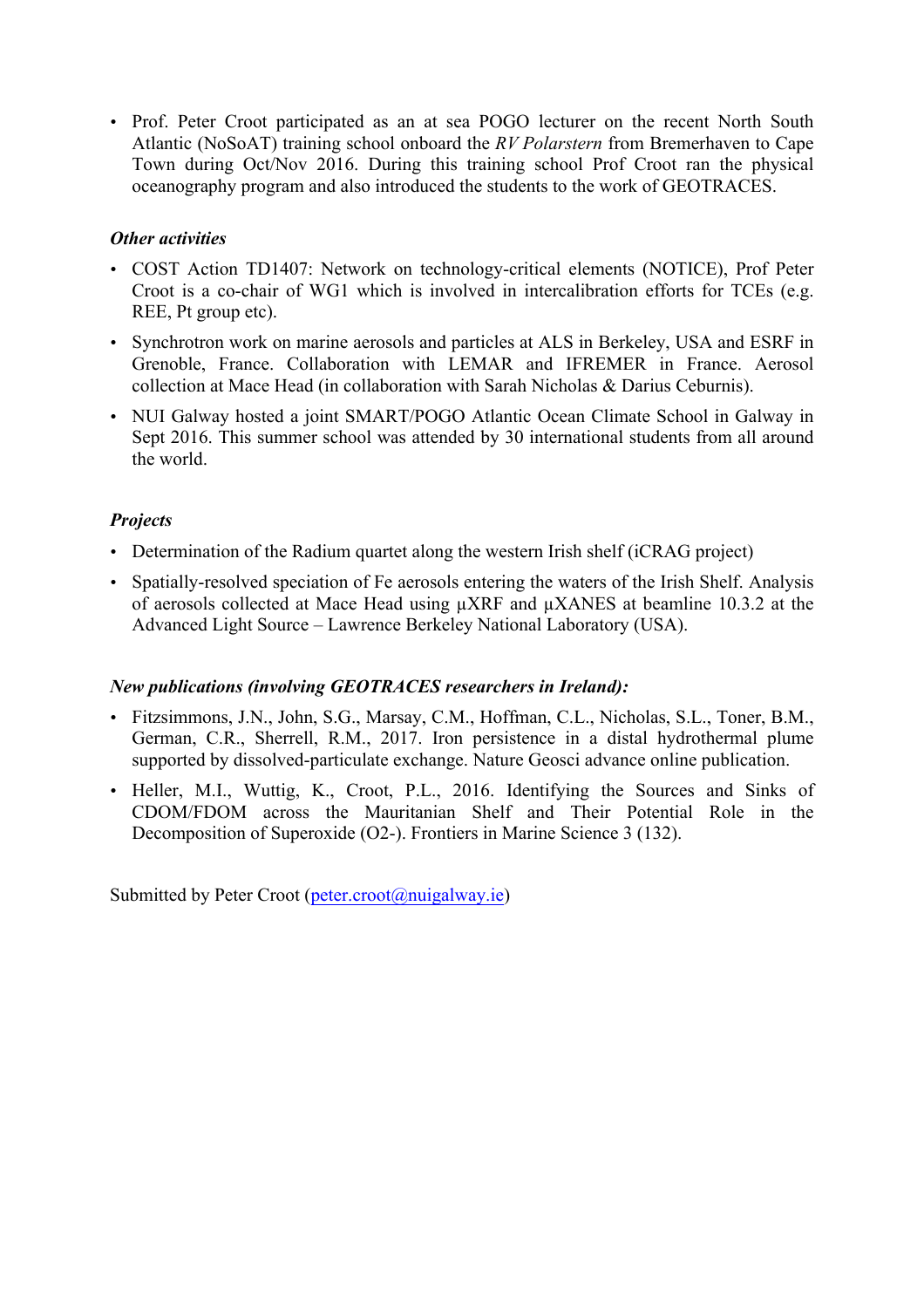- Prof. Peter Croot participated as an at sea POGO lecturer on the recent North South Atlantic (NoSoAT) training school onboard the *RV Polarstern* from Bremerhaven to Cape Town during Oct/Nov 2016. During this training school Prof Croot ran the physical oceanography program and also introduced the students to the work of GEOTRACES.

***Other activities***

- COST Action TD1407: Network on technology-critical elements (NOTICE), Prof Peter Croot is a co-chair of WG1 which is involved in intercalibration efforts for TCEs (e.g. REE, Pt group etc).
- Synchrotron work on marine aerosols and particles at ALS in Berkeley, USA and ESRF in Grenoble, France. Collaboration with LEMAR and IFREMER in France. Aerosol collection at Mace Head (in collaboration with Sarah Nicholas & Darius Ceburnis).
- NUI Galway hosted a joint SMART/POGO Atlantic Ocean Climate School in Galway in Sept 2016. This summer school was attended by 30 international students from all around the world.

***Projects***

- Determination of the Radium quartet along the western Irish shelf (iCRAG project)
- Spatially-resolved speciation of Fe aerosols entering the waters of the Irish Shelf. Analysis of aerosols collected at Mace Head using µXRF and µXANES at beamline 10.3.2 at the Advanced Light Source – Lawrence Berkeley National Laboratory (USA).

***New publications (involving GEOTRACES researchers in Ireland):***

- Fitzsimmons, J.N., John, S.G., Marsay, C.M., Hoffman, C.L., Nicholas, S.L., Toner, B.M., German, C.R., Sherrell, R.M., 2017. Iron persistence in a distal hydrothermal plume supported by dissolved-particulate exchange. Nature Geosci advance online publication.
- Heller, M.I., Wuttig, K., Croot, P.L., 2016. Identifying the Sources and Sinks of CDOM/FDOM across the Mauritanian Shelf and Their Potential Role in the Decomposition of Superoxide (O2-). Frontiers in Marine Science 3 (132).

Submitted by Peter Croot (peter.croot@nuigalway.ie)